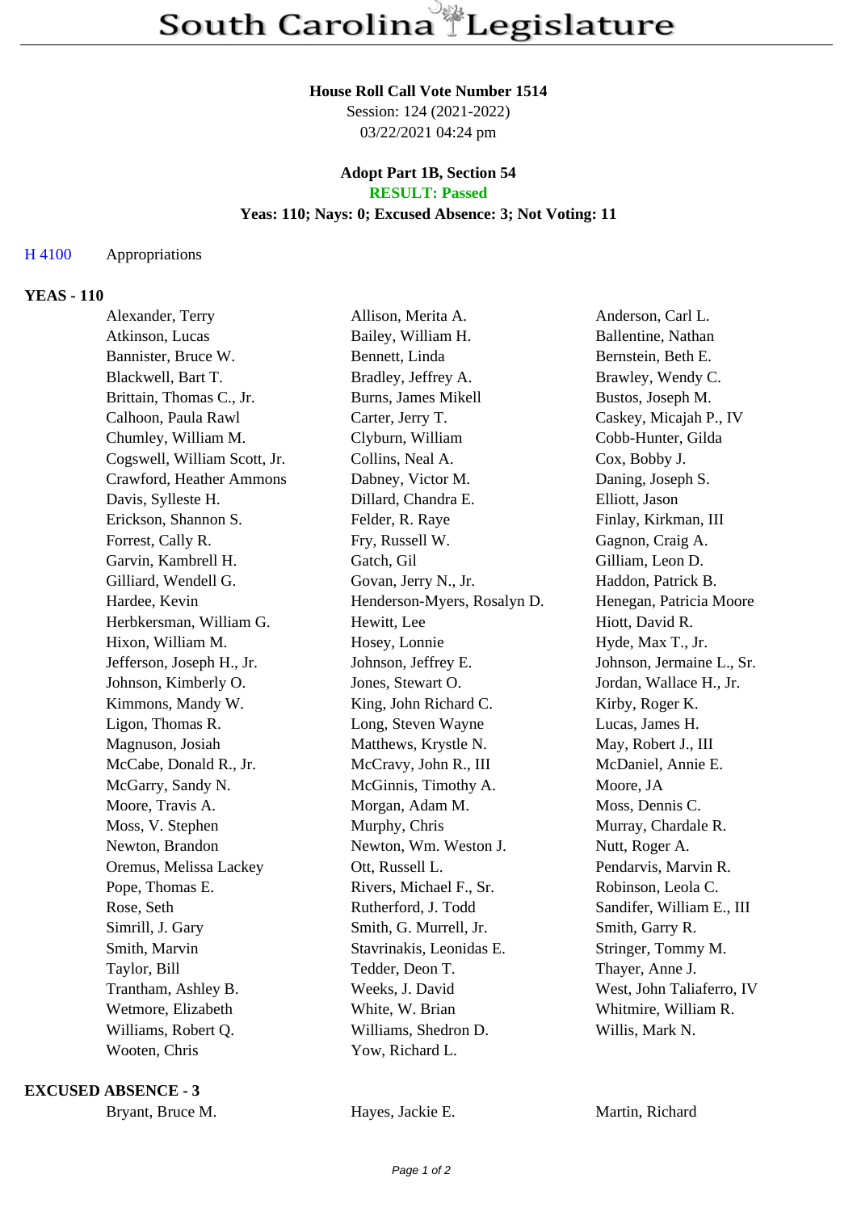# South Carolina Legislature

**House Roll Call Vote Number 1514**
Session: 124 (2021-2022)
03/22/2021 04:24 pm

**Adopt Part 1B, Section 54**
**RESULT: Passed**
**Yeas: 110; Nays: 0; Excused Absence: 3; Not Voting: 11**

H 4100 Appropriations

## YEAS - 110

| | | |
|---|---|---|
| Alexander, Terry | Allison, Merita A. | Anderson, Carl L. |
| Atkinson, Lucas | Bailey, William H. | Ballentine, Nathan |
| Bannister, Bruce W. | Bennett, Linda | Bernstein, Beth E. |
| Blackwell, Bart T. | Bradley, Jeffrey A. | Brawley, Wendy C. |
| Brittain, Thomas C., Jr. | Burns, James Mikell | Bustos, Joseph M. |
| Calhoon, Paula Rawl | Carter, Jerry T. | Caskey, Micajah P., IV |
| Chumley, William M. | Clyburn, William | Cobb-Hunter, Gilda |
| Cogswell, William Scott, Jr. | Collins, Neal A. | Cox, Bobby J. |
| Crawford, Heather Ammons | Dabney, Victor M. | Daning, Joseph S. |
| Davis, Sylleste H. | Dillard, Chandra E. | Elliott, Jason |
| Erickson, Shannon S. | Felder, R. Raye | Finlay, Kirkman, III |
| Forrest, Cally R. | Fry, Russell W. | Gagnon, Craig A. |
| Garvin, Kambrell H. | Gatch, Gil | Gilliam, Leon D. |
| Gilliard, Wendell G. | Govan, Jerry N., Jr. | Haddon, Patrick B. |
| Hardee, Kevin | Henderson-Myers, Rosalyn D. | Henegan, Patricia Moore |
| Herbkersman, William G. | Hewitt, Lee | Hiott, David R. |
| Hixon, William M. | Hosey, Lonnie | Hyde, Max T., Jr. |
| Jefferson, Joseph H., Jr. | Johnson, Jeffrey E. | Johnson, Jermaine L., Sr. |
| Johnson, Kimberly O. | Jones, Stewart O. | Jordan, Wallace H., Jr. |
| Kimmons, Mandy W. | King, John Richard C. | Kirby, Roger K. |
| Ligon, Thomas R. | Long, Steven Wayne | Lucas, James H. |
| Magnuson, Josiah | Matthews, Krystle N. | May, Robert J., III |
| McCabe, Donald R., Jr. | McCravy, John R., III | McDaniel, Annie E. |
| McGarry, Sandy N. | McGinnis, Timothy A. | Moore, JA |
| Moore, Travis A. | Morgan, Adam M. | Moss, Dennis C. |
| Moss, V. Stephen | Murphy, Chris | Murray, Chardale R. |
| Newton, Brandon | Newton, Wm. Weston J. | Nutt, Roger A. |
| Oremus, Melissa Lackey | Ott, Russell L. | Pendarvis, Marvin R. |
| Pope, Thomas E. | Rivers, Michael F., Sr. | Robinson, Leola C. |
| Rose, Seth | Rutherford, J. Todd | Sandifer, William E., III |
| Simrill, J. Gary | Smith, G. Murrell, Jr. | Smith, Garry R. |
| Smith, Marvin | Stavrinakis, Leonidas E. | Stringer, Tommy M. |
| Taylor, Bill | Tedder, Deon T. | Thayer, Anne J. |
| Trantham, Ashley B. | Weeks, J. David | West, John Taliaferro, IV |
| Wetmore, Elizabeth | White, W. Brian | Whitmire, William R. |
| Williams, Robert Q. | Williams, Shedron D. | Willis, Mark N. |
| Wooten, Chris | Yow, Richard L. | |

## EXCUSED ABSENCE - 3

| | | |
|---|---|---|
| Bryant, Bruce M. | Hayes, Jackie E. | Martin, Richard |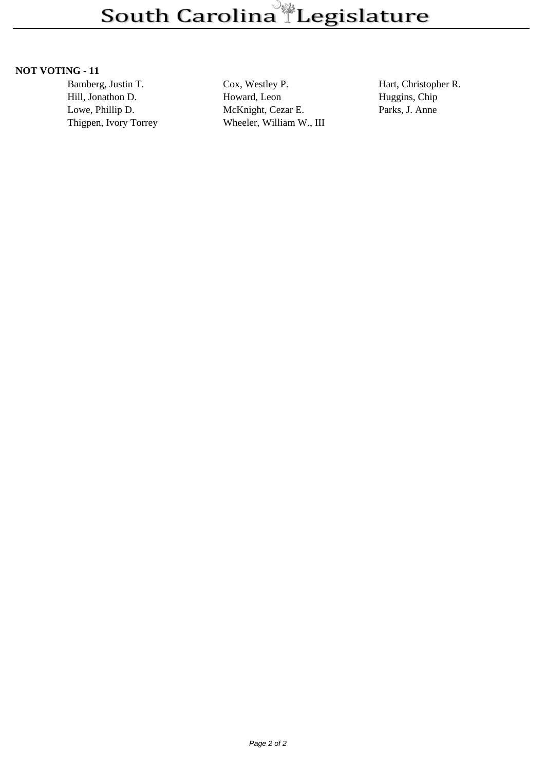**NOT VOTING - 11**

| | | |
|---|---|---|
| Bamberg, Justin T. | Cox, Westley P. | Hart, Christopher R. |
| Hill, Jonathon D. | Howard, Leon | Huggins, Chip |
| Lowe, Phillip D. | McKnight, Cezar E. | Parks, J. Anne |
| Thigpen, Ivory Torrey | Wheeler, William W., III | |